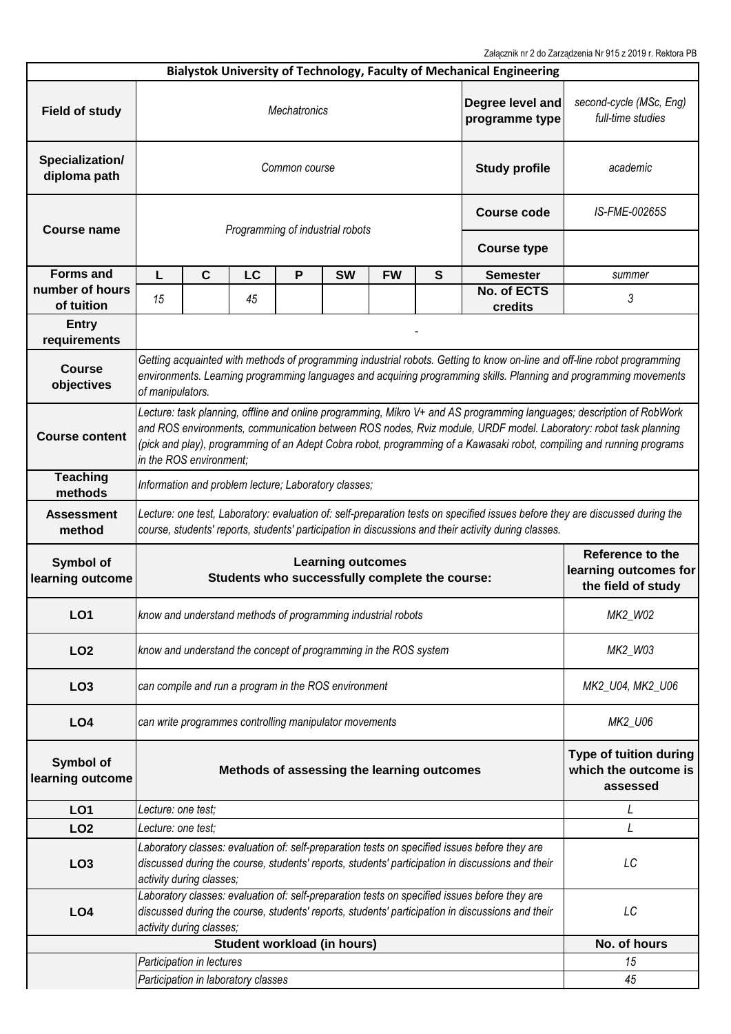Załącznik nr 2 do Zarządzenia Nr 915 z 2019 r. Rektora PB

**Bialystok University of Technology, Faculty of Mechanical Engineering**

| | | | | | | | | | |
|---|---|---|---|---|---|---|---|---|---|
| **Field of study** | *Mechatronics* | | | | | | | **Degree level and programme type** | *second-cycle (MSc, Eng) full-time studies* |
| **Specialization/ diploma path** | *Common course* | | | | | | | **Study profile** | *academic* |
| **Course name** | *Programming of industrial robots* | | | | | | | **Course code** | *IS-FME-00265S* |
| | | | | | | | | **Course type** | |
| **Forms and number of hours of tuition** | **L** | **C** | **LC** | **P** | **SW** | **FW** | **S** | **Semester** | *summer* |
| | *15* | | *45* | | | | | **No. of ECTS credits** | *3* |
| **Entry requirements** | - | | | | | | | | |
| **Course objectives** | *Getting acquainted with methods of programming industrial robots. Getting to know on-line and off-line robot programming environments. Learning programming languages and acquiring programming skills. Planning and programming movements of manipulators.* | | | | | | | | |
| **Course content** | *Lecture: task planning, offline and online programming, Mikro V+ and AS programming languages; description of RobWork and ROS environments, communication between ROS nodes, Rviz module, URDF model. Laboratory: robot task planning (pick and play), programming of an Adept Cobra robot, programming of a Kawasaki robot, compiling and running programs in the ROS environment;* | | | | | | | | |
| **Teaching methods** | *Information and problem lecture; Laboratory classes;* | | | | | | | | |
| **Assessment method** | *Lecture: one test, Laboratory: evaluation of: self-preparation tests on specified issues before they are discussed during the course, students' reports, students' participation in discussions and their activity during classes.* | | | | | | | | |

| **Symbol of learning outcome** | **Learning outcomes Students who successfully complete the course:** | **Reference to the learning outcomes for the field of study** |
|---|---|---|
| **LO1** | *know and understand methods of programming industrial robots* | *MK2_W02* |
| **LO2** | *know and understand the concept of programming in the ROS system* | *MK2_W03* |
| **LO3** | *can compile and run a program in the ROS environment* | *MK2_U04, MK2_U06* |
| **LO4** | *can write programmes controlling manipulator movements* | *MK2_U06* |

| **Symbol of learning outcome** | **Methods of assessing the learning outcomes** | **Type of tuition during which the outcome is assessed** |
|---|---|---|
| **LO1** | *Lecture: one test;* | *L* |
| **LO2** | *Lecture: one test;* | *L* |
| **LO3** | *Laboratory classes: evaluation of: self-preparation tests on specified issues before they are discussed during the course, students' reports, students' participation in discussions and their activity during classes;* | *LC* |
| **LO4** | *Laboratory classes: evaluation of: self-preparation tests on specified issues before they are discussed during the course, students' reports, students' participation in discussions and their activity during classes;* | *LC* |

| | **Student workload (in hours)** | **No. of hours** |
|---|---|---|
| | *Participation in lectures* | *15* |
| | *Participation in laboratory classes* | *45* |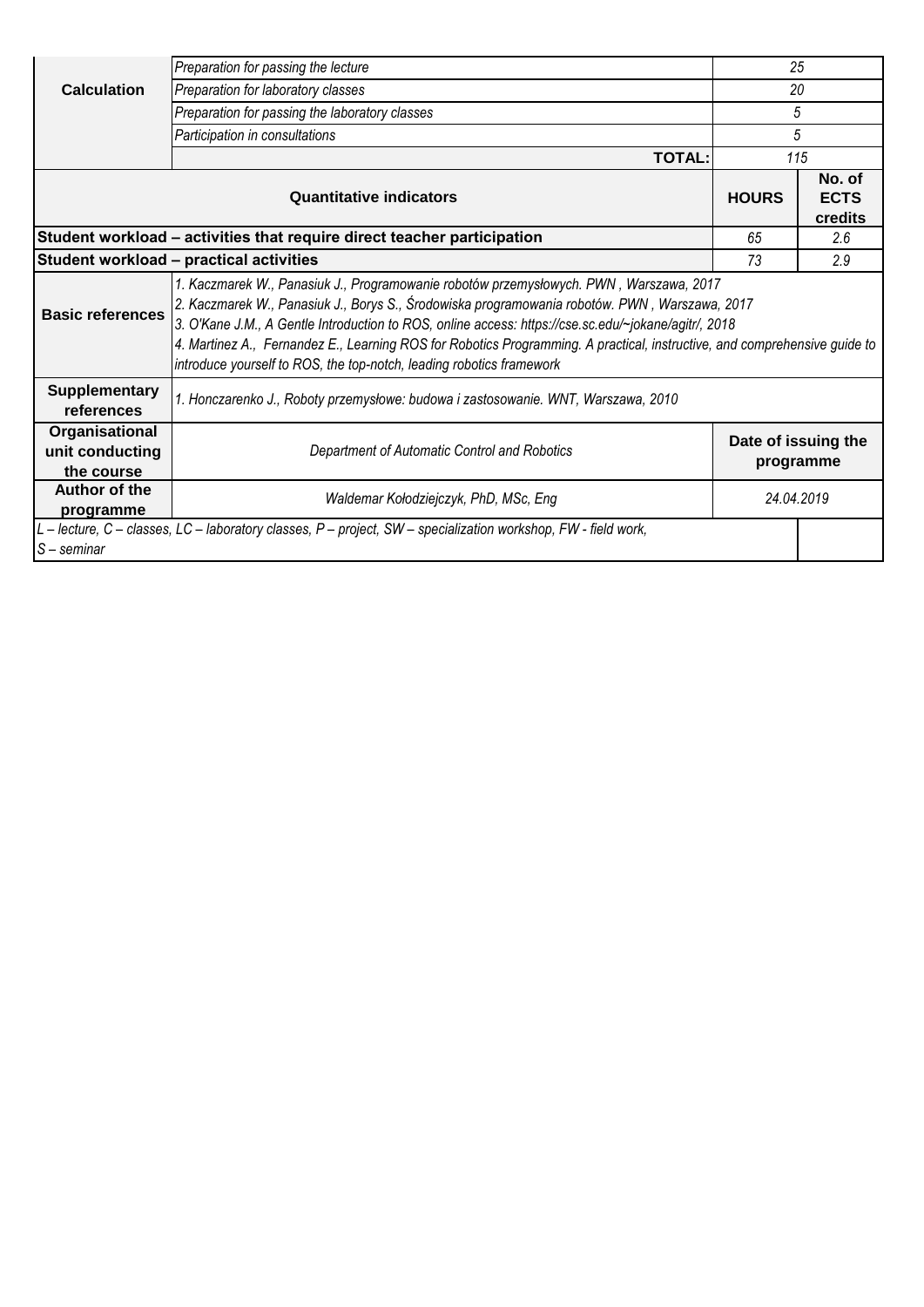| | | | |
|---|---|---|---|
| **Calculation** | *Preparation for passing the lecture* | *25* | |
| | *Preparation for laboratory classes* | *20* | |
| | *Preparation for passing the laboratory classes* | *5* | |
| | *Participation in consultations* | *5* | |
| | **TOTAL:** | *115* | |
| **Quantitative indicators** | | **HOURS** | **No. of ECTS credits** |
| **Student workload – activities that require direct teacher participation** | | *65* | *2.6* |
| **Student workload – practical activities** | | *73* | *2.9* |
| **Basic references** | *1. Kaczmarek W., Panasiuk J., Programowanie robotów przemysłowych. PWN , Warszawa, 2017*<br>*2. Kaczmarek W., Panasiuk J., Borys S., Środowiska programowania robotów. PWN , Warszawa, 2017*<br>*3. O'Kane J.M., A Gentle Introduction to ROS, online access: https://cse.sc.edu/~jokane/agitr/, 2018*<br>*4. Martinez A., Fernandez E., Learning ROS for Robotics Programming. A practical, instructive, and comprehensive guide to introduce yourself to ROS, the top-notch, leading robotics framework* | | |
| **Supplementary references** | *1. Honczarenko J., Roboty przemysłowe: budowa i zastosowanie. WNT, Warszawa, 2010* | | |
| **Organisational unit conducting the course** | *Department of Automatic Control and Robotics* | **Date of issuing the programme** | |
| **Author of the programme** | *Waldemar Kołodziejczyk, PhD, MSc, Eng* | *24.04.2019* | |

*L – lecture, C – classes, LC – laboratory classes, P – project, SW – specialization workshop, FW - field work, S – seminar*